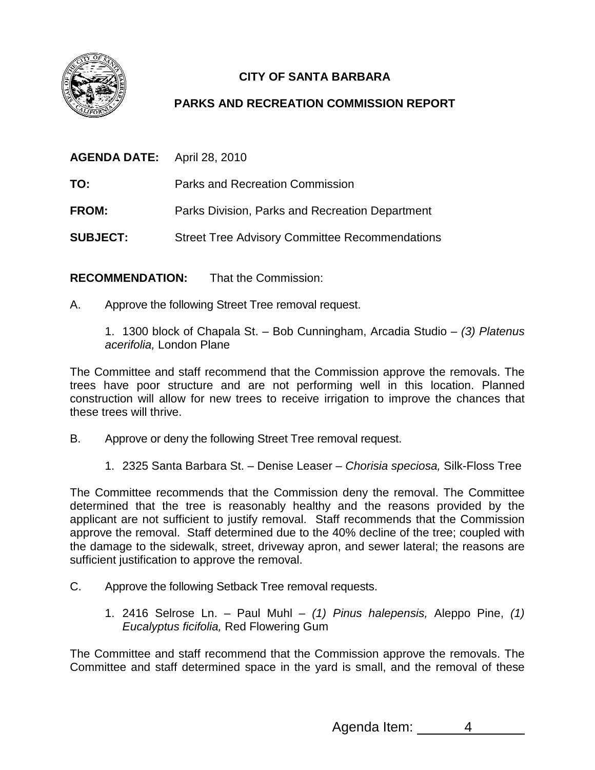**CITY OF SANTA BARBARA**

**PARKS AND RECREATION COMMISSION REPORT**

**AGENDA DATE:** April 28, 2010

**TO:** Parks and Recreation Commission

**FROM:** Parks Division, Parks and Recreation Department

**SUBJECT:** Street Tree Advisory Committee Recommendations

**RECOMMENDATION:** That the Commission:

A. Approve the following Street Tree removal request.

1. 1300 block of Chapala St. – Bob Cunningham, Arcadia Studio – *(3) Platenus acerifolia,* London Plane

The Committee and staff recommend that the Commission approve the removals. The trees have poor structure and are not performing well in this location. Planned construction will allow for new trees to receive irrigation to improve the chances that these trees will thrive.

B. Approve or deny the following Street Tree removal request.

1. 2325 Santa Barbara St. – Denise Leaser – *Chorisia speciosa,* Silk-Floss Tree

The Committee recommends that the Commission deny the removal. The Committee determined that the tree is reasonably healthy and the reasons provided by the applicant are not sufficient to justify removal. Staff recommends that the Commission approve the removal. Staff determined due to the 40% decline of the tree; coupled with the damage to the sidewalk, street, driveway apron, and sewer lateral; the reasons are sufficient justification to approve the removal.

C. Approve the following Setback Tree removal requests.

1. 2416 Selrose Ln. – Paul Muhl – *(1) Pinus halepensis,* Aleppo Pine, *(1) Eucalyptus ficifolia,* Red Flowering Gum

The Committee and staff recommend that the Commission approve the removals. The Committee and staff determined space in the yard is small, and the removal of these

Agenda Item: 4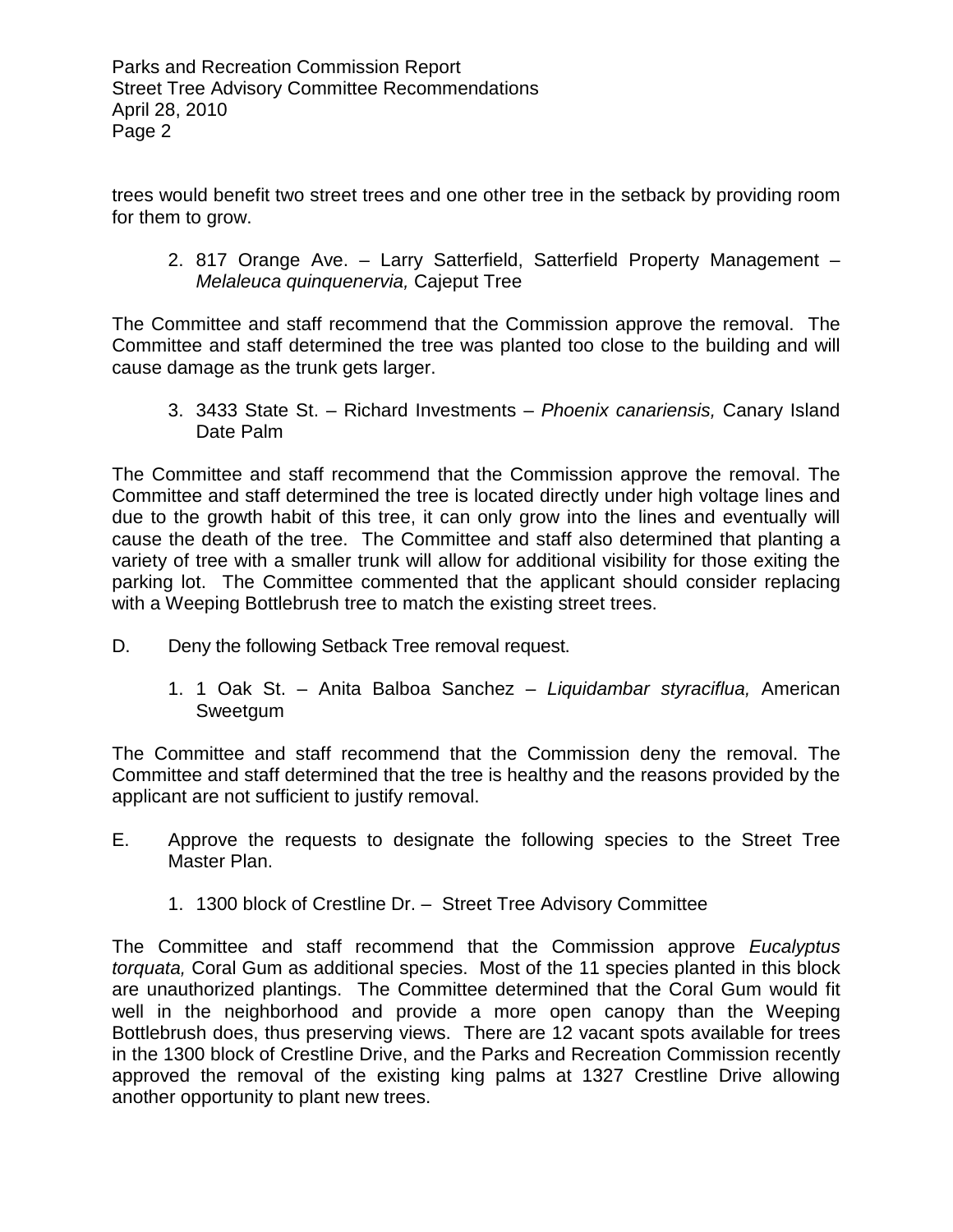trees would benefit two street trees and one other tree in the setback by providing room for them to grow.

2. 817 Orange Ave. – Larry Satterfield, Satterfield Property Management – *Melaleuca quinquenervia,* Cajeput Tree

The Committee and staff recommend that the Commission approve the removal. The Committee and staff determined the tree was planted too close to the building and will cause damage as the trunk gets larger.

3. 3433 State St. – Richard Investments – *Phoenix canariensis,* Canary Island Date Palm

The Committee and staff recommend that the Commission approve the removal. The Committee and staff determined the tree is located directly under high voltage lines and due to the growth habit of this tree, it can only grow into the lines and eventually will cause the death of the tree. The Committee and staff also determined that planting a variety of tree with a smaller trunk will allow for additional visibility for those exiting the parking lot. The Committee commented that the applicant should consider replacing with a Weeping Bottlebrush tree to match the existing street trees.

D. Deny the following Setback Tree removal request.

1. 1 Oak St. – Anita Balboa Sanchez – *Liquidambar styraciflua,* American Sweetgum

The Committee and staff recommend that the Commission deny the removal. The Committee and staff determined that the tree is healthy and the reasons provided by the applicant are not sufficient to justify removal.

E. Approve the requests to designate the following species to the Street Tree Master Plan.

1. 1300 block of Crestline Dr. – Street Tree Advisory Committee

The Committee and staff recommend that the Commission approve *Eucalyptus torquata,* Coral Gum as additional species. Most of the 11 species planted in this block are unauthorized plantings. The Committee determined that the Coral Gum would fit well in the neighborhood and provide a more open canopy than the Weeping Bottlebrush does, thus preserving views. There are 12 vacant spots available for trees in the 1300 block of Crestline Drive, and the Parks and Recreation Commission recently approved the removal of the existing king palms at 1327 Crestline Drive allowing another opportunity to plant new trees.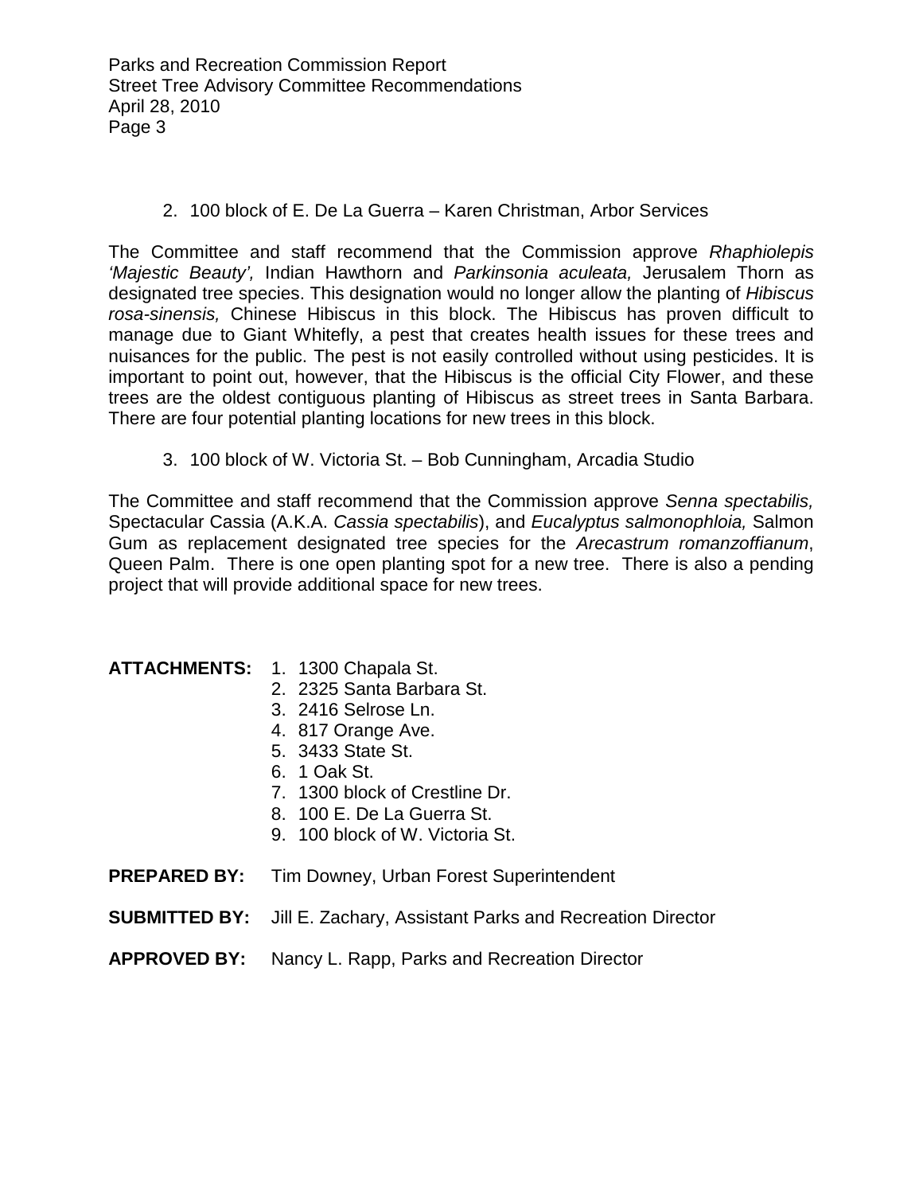2. 100 block of E. De La Guerra – Karen Christman, Arbor Services

The Committee and staff recommend that the Commission approve *Rhaphiolepis 'Majestic Beauty',* Indian Hawthorn and *Parkinsonia aculeata,* Jerusalem Thorn as designated tree species. This designation would no longer allow the planting of *Hibiscus rosa-sinensis,* Chinese Hibiscus in this block. The Hibiscus has proven difficult to manage due to Giant Whitefly, a pest that creates health issues for these trees and nuisances for the public. The pest is not easily controlled without using pesticides. It is important to point out, however, that the Hibiscus is the official City Flower, and these trees are the oldest contiguous planting of Hibiscus as street trees in Santa Barbara. There are four potential planting locations for new trees in this block.

3. 100 block of W. Victoria St. – Bob Cunningham, Arcadia Studio

The Committee and staff recommend that the Commission approve *Senna spectabilis,* Spectacular Cassia (A.K.A. *Cassia spectabilis*), and *Eucalyptus salmonophloia,* Salmon Gum as replacement designated tree species for the *Arecastrum romanzoffianum*, Queen Palm. There is one open planting spot for a new tree. There is also a pending project that will provide additional space for new trees.

**ATTACHMENTS:**
1. 1300 Chapala St.
2. 2325 Santa Barbara St.
3. 2416 Selrose Ln.
4. 817 Orange Ave.
5. 3433 State St.
6. 1 Oak St.
7. 1300 block of Crestline Dr.
8. 100 E. De La Guerra St.
9. 100 block of W. Victoria St.

**PREPARED BY:** Tim Downey, Urban Forest Superintendent

**SUBMITTED BY:** Jill E. Zachary, Assistant Parks and Recreation Director

**APPROVED BY:** Nancy L. Rapp, Parks and Recreation Director